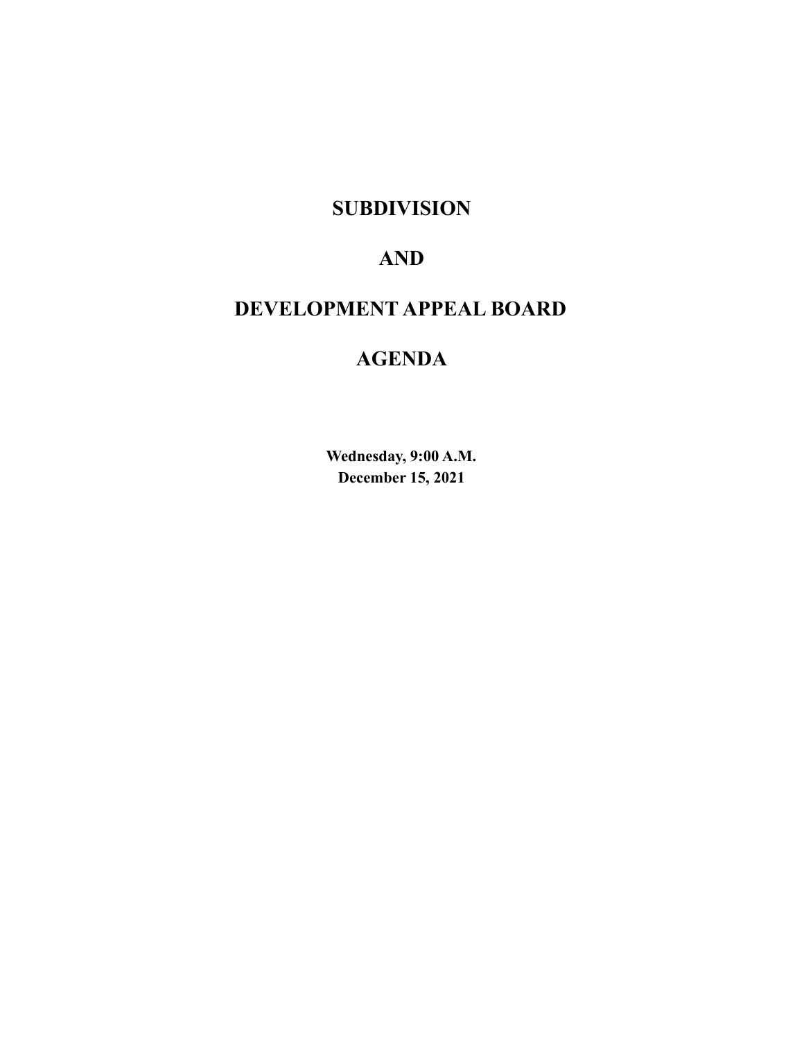# SUBDIVISION

# AND

# DEVELOPMENT APPEAL BOARD

# AGENDA

**Wednesday, 9:00 A.M.**
**December 15, 2021**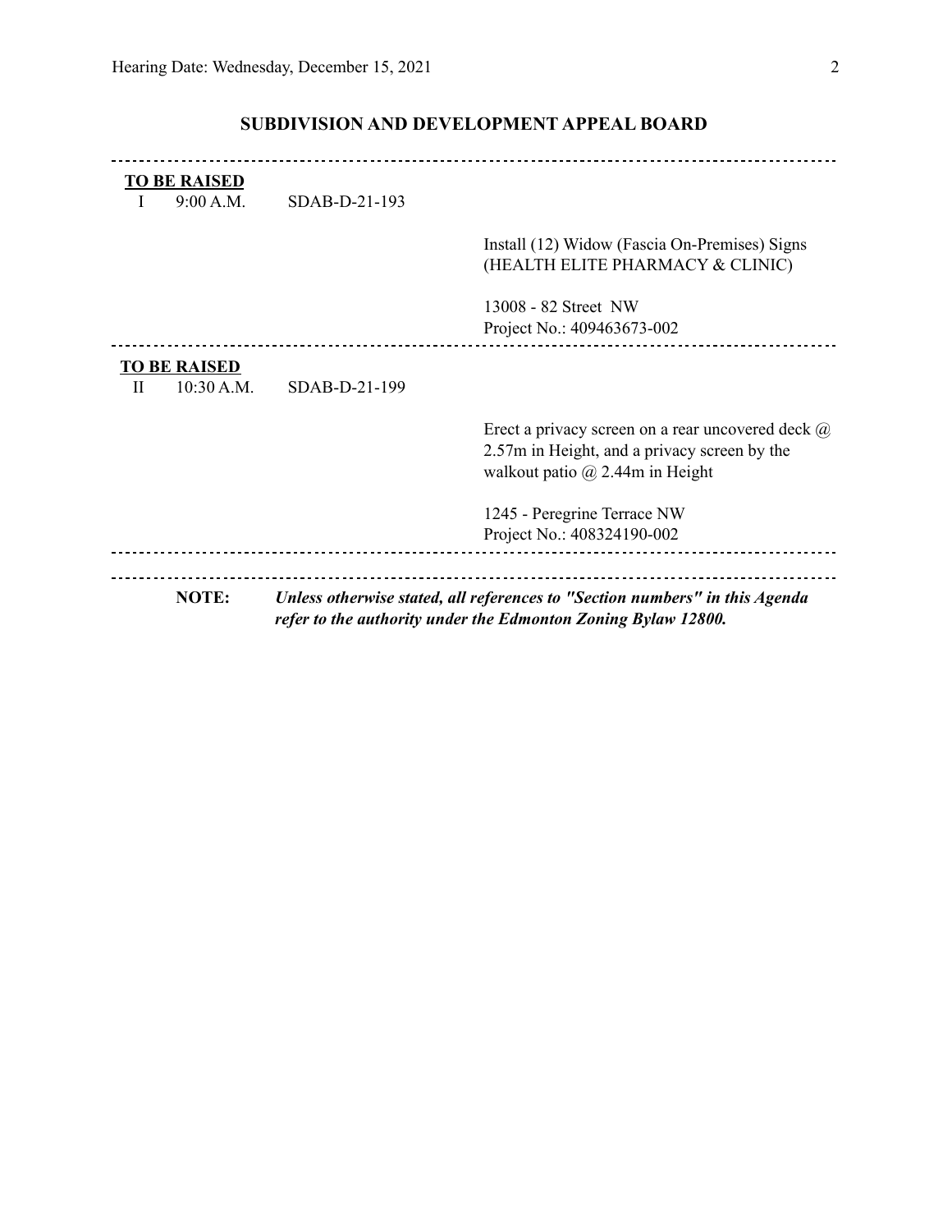## SUBDIVISION AND DEVELOPMENT APPEAL BOARD

---

**TO BE RAISED**

I 9:00 A.M. SDAB-D-21-193

Install (12) Widow (Fascia On-Premises) Signs (HEALTH ELITE PHARMACY & CLINIC)

13008 - 82 Street NW
Project No.: 409463673-002

---

**TO BE RAISED**

II 10:30 A.M. SDAB-D-21-199

Erect a privacy screen on a rear uncovered deck @ 2.57m in Height, and a privacy screen by the walkout patio @ 2.44m in Height

1245 - Peregrine Terrace NW
Project No.: 408324190-002

---

**NOTE:** ***Unless otherwise stated, all references to "Section numbers" in this Agenda refer to the authority under the Edmonton Zoning Bylaw 12800.***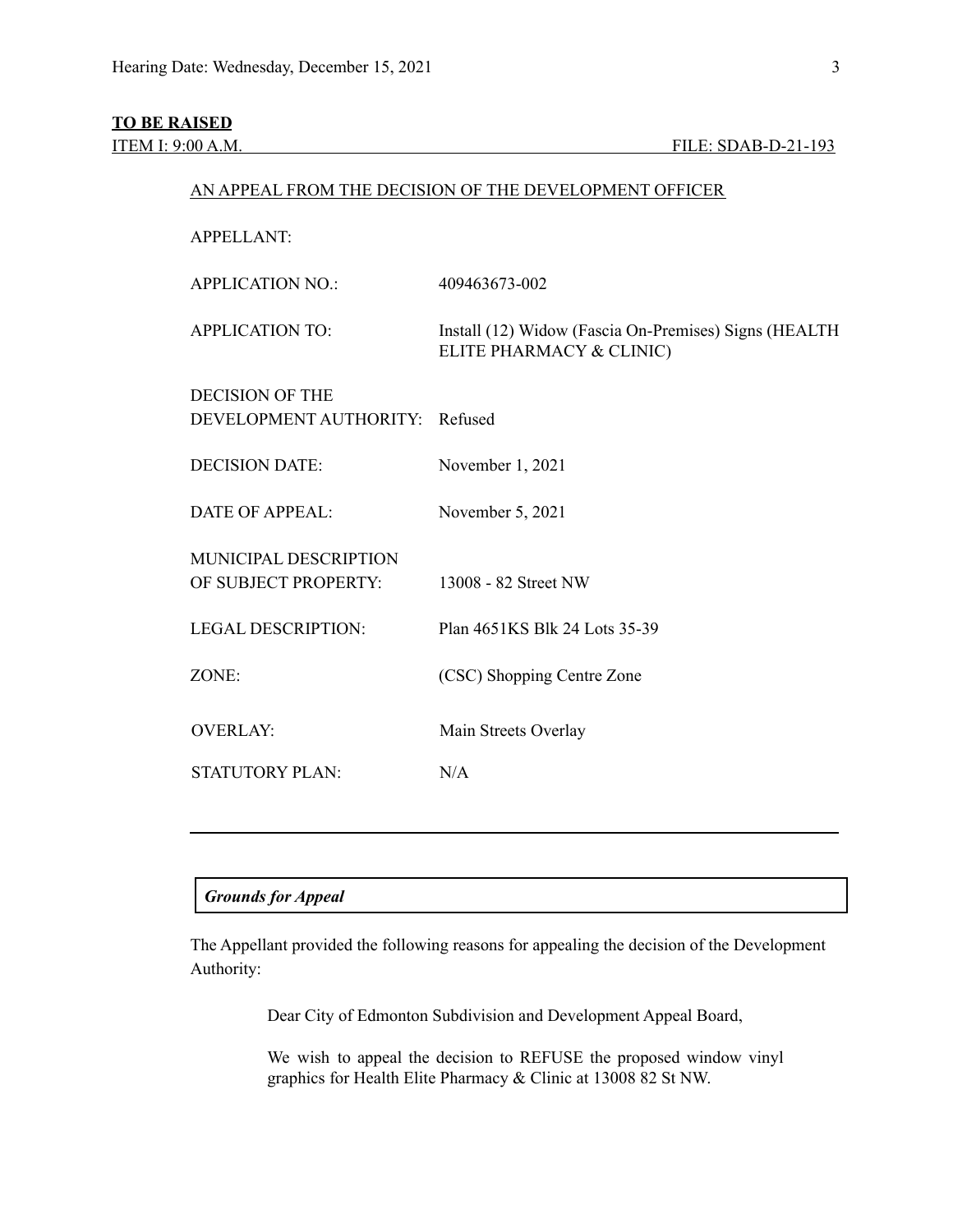**TO BE RAISED**

ITEM I: 9:00 A.M. FILE: SDAB-D-21-193

AN APPEAL FROM THE DECISION OF THE DEVELOPMENT OFFICER

| | |
|---|---|
| APPELLANT: | |
| APPLICATION NO.: | 409463673-002 |
| APPLICATION TO: | Install (12) Widow (Fascia On-Premises) Signs (HEALTH ELITE PHARMACY & CLINIC) |
| DECISION OF THE DEVELOPMENT AUTHORITY: | Refused |
| DECISION DATE: | November 1, 2021 |
| DATE OF APPEAL: | November 5, 2021 |
| MUNICIPAL DESCRIPTION OF SUBJECT PROPERTY: | 13008 - 82 Street NW |
| LEGAL DESCRIPTION: | Plan 4651KS Blk 24 Lots 35-39 |
| ZONE: | (CSC) Shopping Centre Zone |
| OVERLAY: | Main Streets Overlay |
| STATUTORY PLAN: | N/A |

---

***Grounds for Appeal***

The Appellant provided the following reasons for appealing the decision of the Development Authority:

> Dear City of Edmonton Subdivision and Development Appeal Board,
>
> We wish to appeal the decision to REFUSE the proposed window vinyl graphics for Health Elite Pharmacy & Clinic at 13008 82 St NW.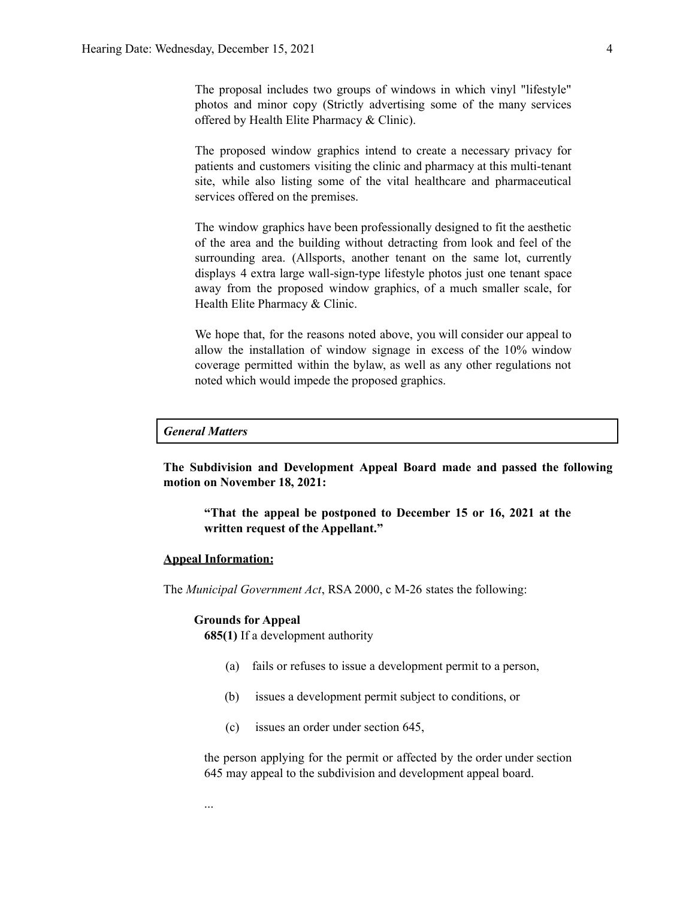The proposal includes two groups of windows in which vinyl "lifestyle" photos and minor copy (Strictly advertising some of the many services offered by Health Elite Pharmacy & Clinic).

The proposed window graphics intend to create a necessary privacy for patients and customers visiting the clinic and pharmacy at this multi-tenant site, while also listing some of the vital healthcare and pharmaceutical services offered on the premises.

The window graphics have been professionally designed to fit the aesthetic of the area and the building without detracting from look and feel of the surrounding area. (Allsports, another tenant on the same lot, currently displays 4 extra large wall-sign-type lifestyle photos just one tenant space away from the proposed window graphics, of a much smaller scale, for Health Elite Pharmacy & Clinic.

We hope that, for the reasons noted above, you will consider our appeal to allow the installation of window signage in excess of the 10% window coverage permitted within the bylaw, as well as any other regulations not noted which would impede the proposed graphics.

***General Matters***

**The Subdivision and Development Appeal Board made and passed the following motion on November 18, 2021:**

> **"That the appeal be postponed to December 15 or 16, 2021 at the written request of the Appellant."**

**Appeal Information:**

The *Municipal Government Act*, RSA 2000, c M-26 states the following:

**Grounds for Appeal**

**685(1)** If a development authority

(a) fails or refuses to issue a development permit to a person,

(b) issues a development permit subject to conditions, or

(c) issues an order under section 645,

the person applying for the permit or affected by the order under section 645 may appeal to the subdivision and development appeal board.

...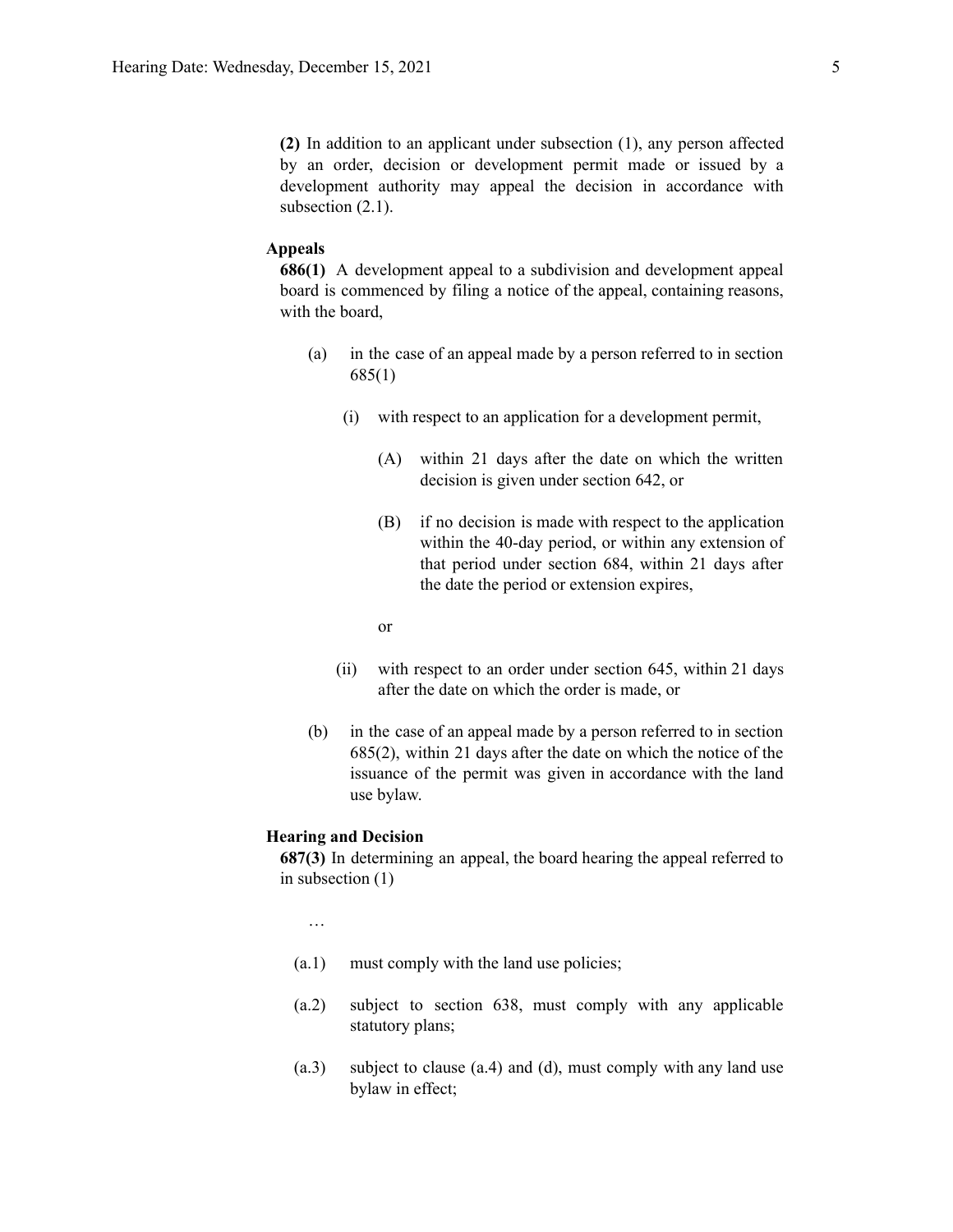**(2)** In addition to an applicant under subsection (1), any person affected by an order, decision or development permit made or issued by a development authority may appeal the decision in accordance with subsection (2.1).

**Appeals**

**686(1)** A development appeal to a subdivision and development appeal board is commenced by filing a notice of the appeal, containing reasons, with the board,

- (a) in the case of an appeal made by a person referred to in section 685(1)
  - (i) with respect to an application for a development permit,
    - (A) within 21 days after the date on which the written decision is given under section 642, or
    - (B) if no decision is made with respect to the application within the 40-day period, or within any extension of that period under section 684, within 21 days after the date the period or extension expires,

    or

  - (ii) with respect to an order under section 645, within 21 days after the date on which the order is made, or
- (b) in the case of an appeal made by a person referred to in section 685(2), within 21 days after the date on which the notice of the issuance of the permit was given in accordance with the land use bylaw.

**Hearing and Decision**

**687(3)** In determining an appeal, the board hearing the appeal referred to in subsection (1)

…

- (a.1) must comply with the land use policies;
- (a.2) subject to section 638, must comply with any applicable statutory plans;
- (a.3) subject to clause (a.4) and (d), must comply with any land use bylaw in effect;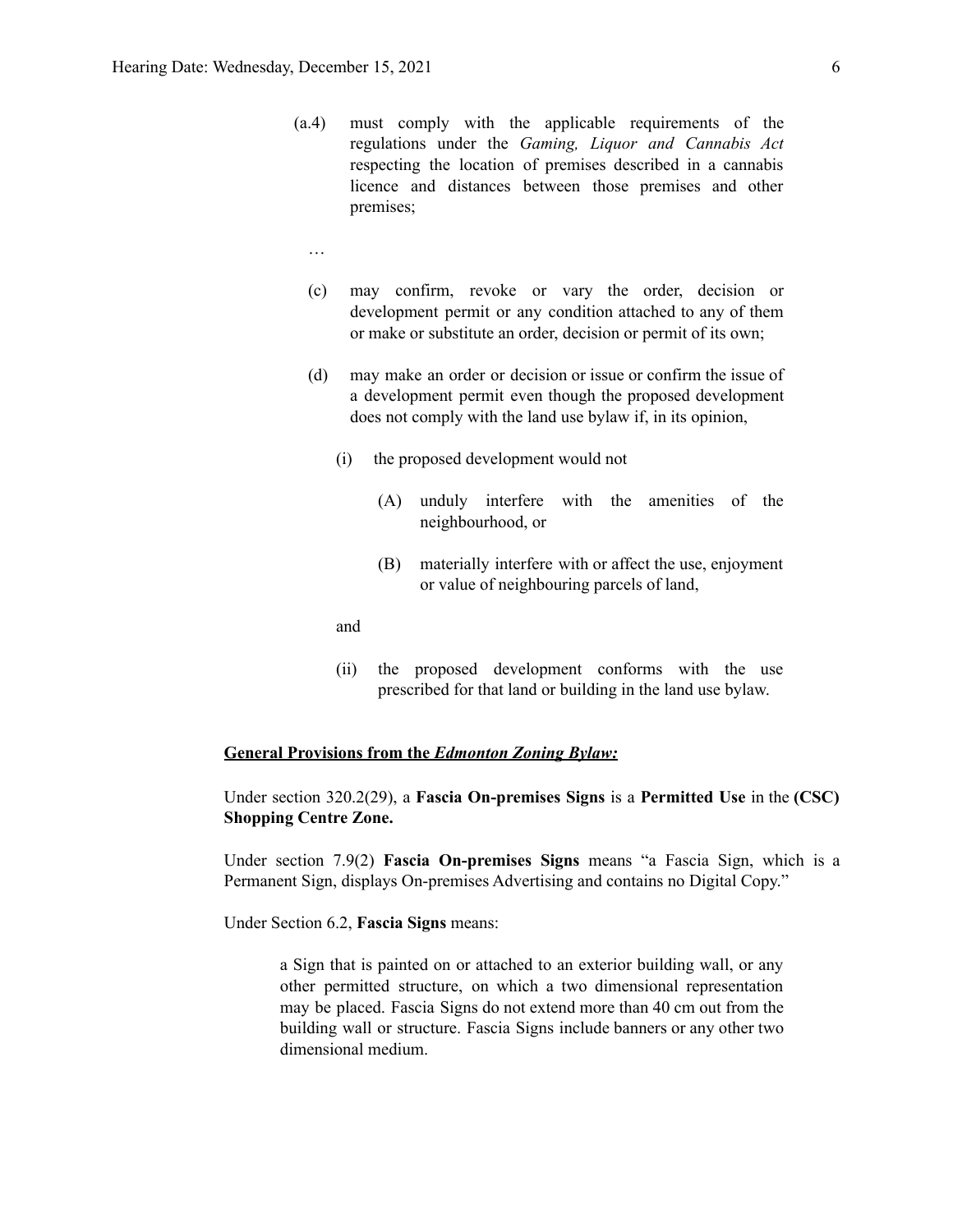(a.4) must comply with the applicable requirements of the regulations under the *Gaming, Liquor and Cannabis Act* respecting the location of premises described in a cannabis licence and distances between those premises and other premises;

…

(c) may confirm, revoke or vary the order, decision or development permit or any condition attached to any of them or make or substitute an order, decision or permit of its own;

(d) may make an order or decision or issue or confirm the issue of a development permit even though the proposed development does not comply with the land use bylaw if, in its opinion,

(i) the proposed development would not

(A) unduly interfere with the amenities of the neighbourhood, or

(B) materially interfere with or affect the use, enjoyment or value of neighbouring parcels of land,

and

(ii) the proposed development conforms with the use prescribed for that land or building in the land use bylaw.

**General Provisions from the *Edmonton Zoning Bylaw:***

Under section 320.2(29), a **Fascia On-premises Signs** is a **Permitted Use** in the **(CSC) Shopping Centre Zone.**

Under section 7.9(2) **Fascia On-premises Signs** means "a Fascia Sign, which is a Permanent Sign, displays On-premises Advertising and contains no Digital Copy."

Under Section 6.2, **Fascia Signs** means:

> a Sign that is painted on or attached to an exterior building wall, or any other permitted structure, on which a two dimensional representation may be placed. Fascia Signs do not extend more than 40 cm out from the building wall or structure. Fascia Signs include banners or any other two dimensional medium.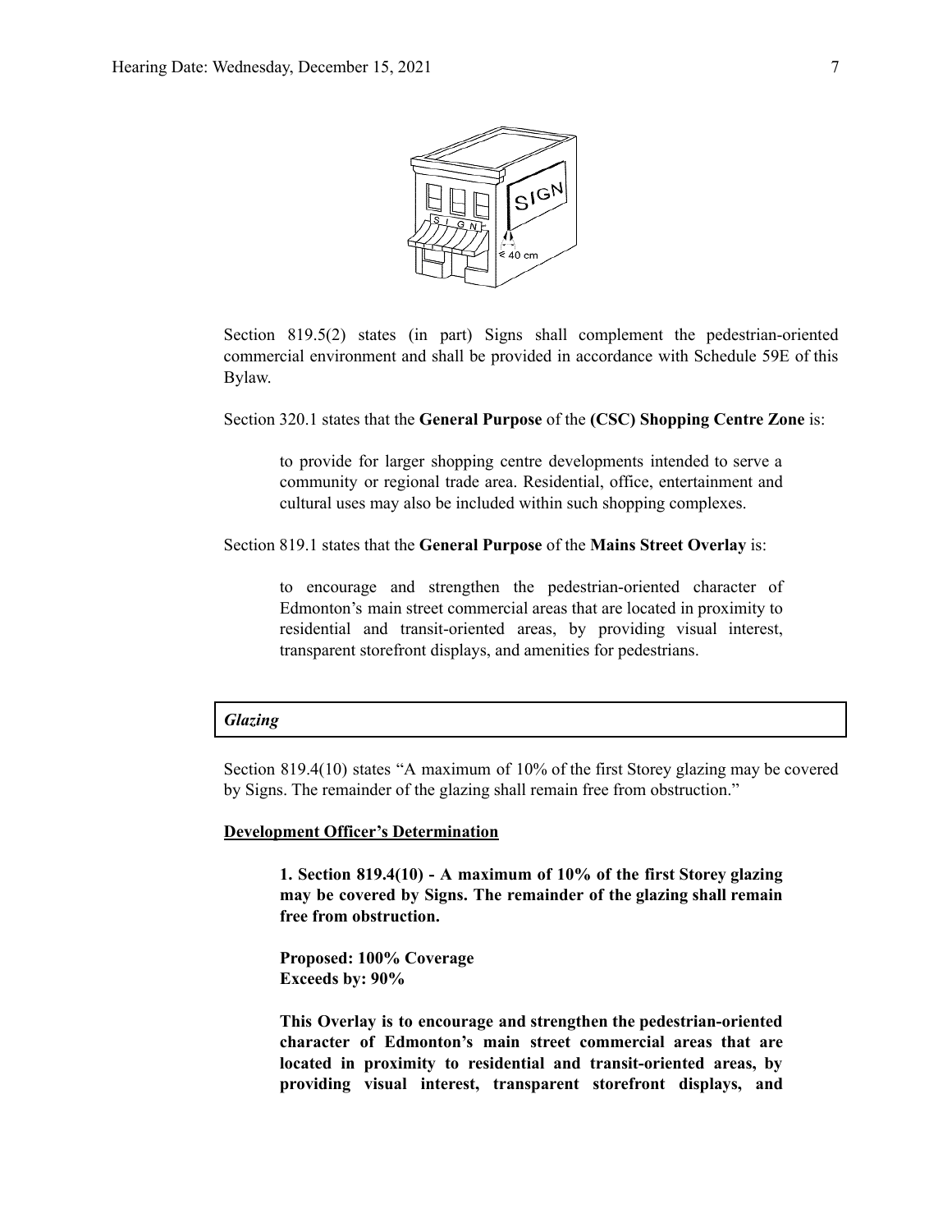Section 819.5(2) states (in part) Signs shall complement the pedestrian-oriented commercial environment and shall be provided in accordance with Schedule 59E of this Bylaw.

Section 320.1 states that the **General Purpose** of the **(CSC) Shopping Centre Zone** is:

> to provide for larger shopping centre developments intended to serve a community or regional trade area. Residential, office, entertainment and cultural uses may also be included within such shopping complexes.

Section 819.1 states that the **General Purpose** of the **Mains Street Overlay** is:

> to encourage and strengthen the pedestrian-oriented character of Edmonton's main street commercial areas that are located in proximity to residential and transit-oriented areas, by providing visual interest, transparent storefront displays, and amenities for pedestrians.

***Glazing***

Section 819.4(10) states "A maximum of 10% of the first Storey glazing may be covered by Signs. The remainder of the glazing shall remain free from obstruction."

**Development Officer's Determination**

> **1. Section 819.4(10) - A maximum of 10% of the first Storey glazing may be covered by Signs. The remainder of the glazing shall remain free from obstruction.**
>
> **Proposed: 100% Coverage**
> **Exceeds by: 90%**
>
> **This Overlay is to encourage and strengthen the pedestrian-oriented character of Edmonton's main street commercial areas that are located in proximity to residential and transit-oriented areas, by providing visual interest, transparent storefront displays, and**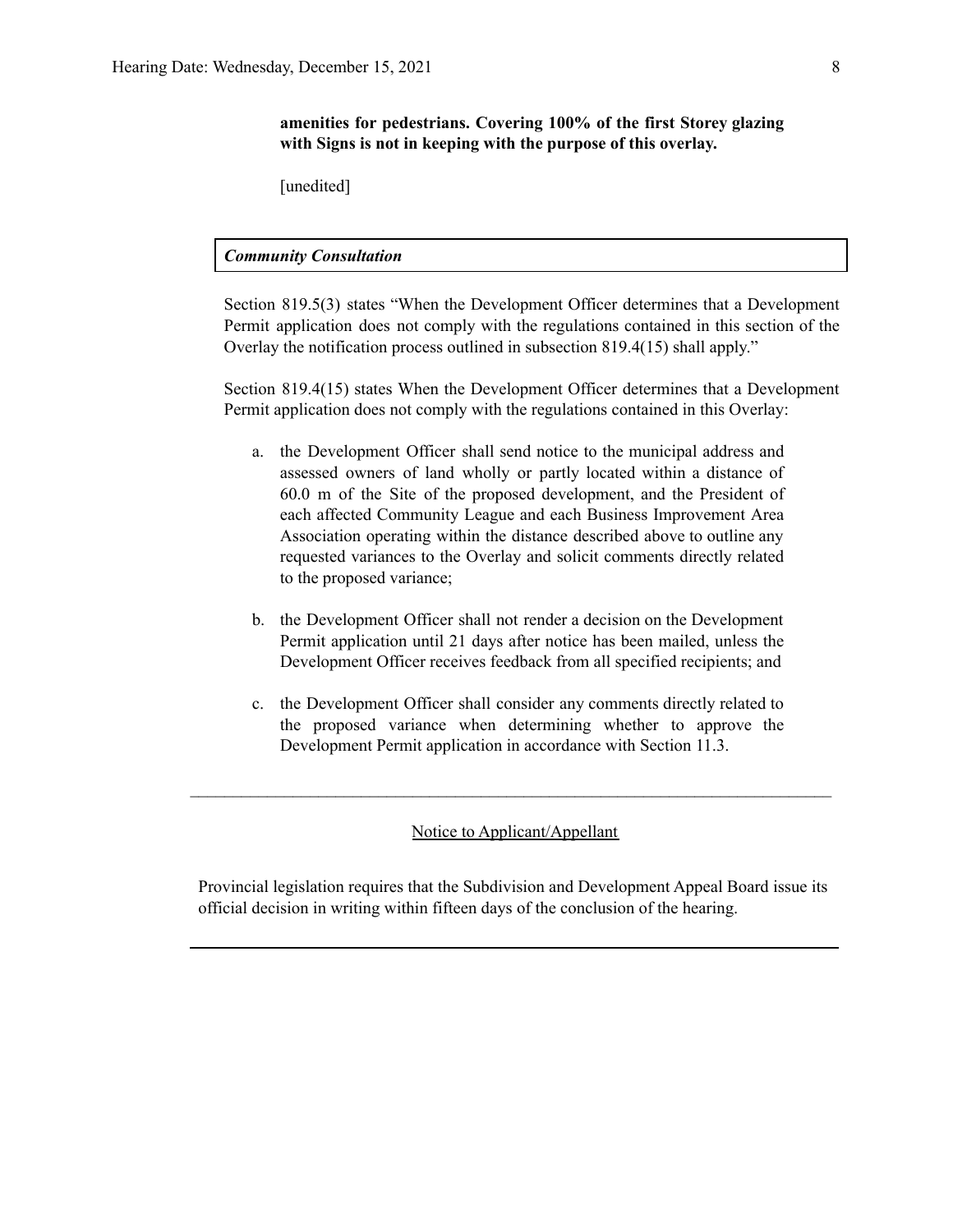**amenities for pedestrians. Covering 100% of the first Storey glazing with Signs is not in keeping with the purpose of this overlay.**

[unedited]

***Community Consultation***

Section 819.5(3) states "When the Development Officer determines that a Development Permit application does not comply with the regulations contained in this section of the Overlay the notification process outlined in subsection 819.4(15) shall apply."

Section 819.4(15) states When the Development Officer determines that a Development Permit application does not comply with the regulations contained in this Overlay:

a. the Development Officer shall send notice to the municipal address and assessed owners of land wholly or partly located within a distance of 60.0 m of the Site of the proposed development, and the President of each affected Community League and each Business Improvement Area Association operating within the distance described above to outline any requested variances to the Overlay and solicit comments directly related to the proposed variance;

b. the Development Officer shall not render a decision on the Development Permit application until 21 days after notice has been mailed, unless the Development Officer receives feedback from all specified recipients; and

c. the Development Officer shall consider any comments directly related to the proposed variance when determining whether to approve the Development Permit application in accordance with Section 11.3.

---

Notice to Applicant/Appellant

Provincial legislation requires that the Subdivision and Development Appeal Board issue its official decision in writing within fifteen days of the conclusion of the hearing.

---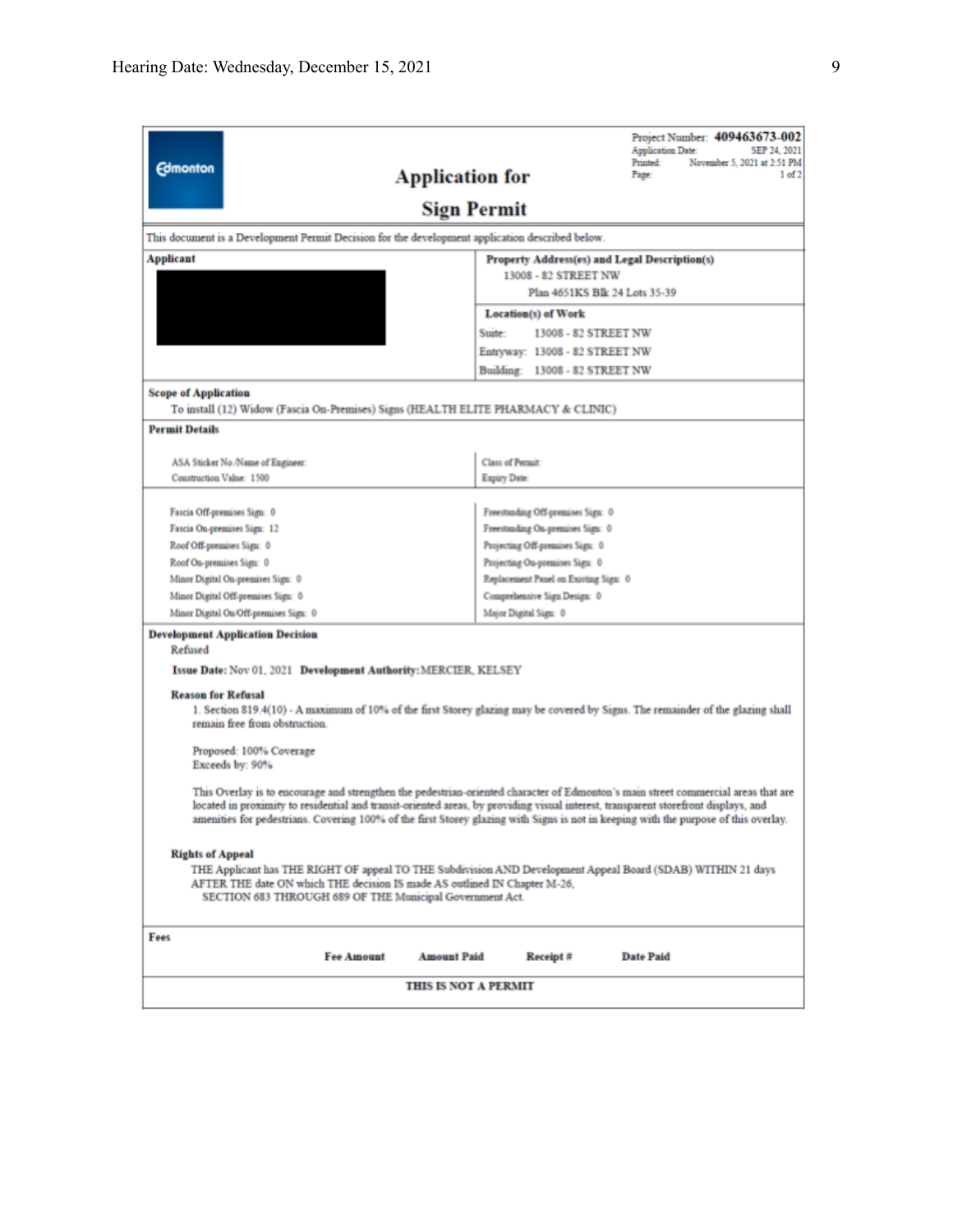Edmonton

# Application for Sign Permit

Project Number: **409463673-002**
Application Date: SEP 24, 2021
Printed: November 5, 2021 at 2:51 PM
Page: 1 of 2

This document is a Development Permit Decision for the development application described below.

| **Applicant** | **Property Address(es) and Legal Description(s)** |
|---|---|
| | 13008 - 82 STREET NW<br>Plan 4651KS Blk 24 Lots 35-39 |
| | **Location(s) of Work**<br>Suite: 13008 - 82 STREET NW<br>Entryway: 13008 - 82 STREET NW<br>Building: 13008 - 82 STREET NW |

**Scope of Application**

To install (12) Window (Fascia On-Premises) Signs (HEALTH ELITE PHARMACY & CLINIC)

**Permit Details**

| | |
|---|---|
| ASA Sticker No./Name of Engineer:<br>Construction Value: 1500 | Class of Permit:<br>Expiry Date: |
| Fascia Off-premises Sign: 0 | Freestanding Off-premises Sign: 0 |
| Fascia On-premises Sign: 12 | Freestanding On-premises Sign: 0 |
| Roof Off-premises Sign: 0 | Projecting Off-premises Sign: 0 |
| Roof On-premises Sign: 0 | Projecting On-premises Sign: 0 |
| Minor Digital On-premises Sign: 0 | Replacement Panel on Existing Sign: 0 |
| Minor Digital Off-premises Sign: 0 | Comprehensive Sign Design: 0 |
| Minor Digital On/Off-premises Sign: 0 | Major Digital Sign: 0 |

**Development Application Decision**

Refused

**Issue Date:** Nov 01, 2021 **Development Authority:** MERCIER, KELSEY

**Reason for Refusal**

1. Section 819.4(10) - A maximum of 10% of the first Storey glazing may be covered by Signs. The remainder of the glazing shall remain free from obstruction.

   Proposed: 100% Coverage
   Exceeds by: 90%

   This Overlay is to encourage and strengthen the pedestrian-oriented character of Edmonton's main street commercial areas that are located in proximity to residential and transit-oriented areas, by providing visual interest, transparent storefront displays, and amenities for pedestrians. Covering 100% of the first Storey glazing with Signs is not in keeping with the purpose of this overlay.

**Rights of Appeal**

THE Applicant has THE RIGHT OF appeal TO THE Subdivision AND Development Appeal Board (SDAB) WITHIN 21 days AFTER THE date ON which THE decision IS made AS outlined IN Chapter M-26, SECTION 683 THROUGH 689 OF THE Municipal Government Act.

**Fees**

| Fee Amount | Amount Paid | Receipt # | Date Paid |
|---|---|---|---|

**THIS IS NOT A PERMIT**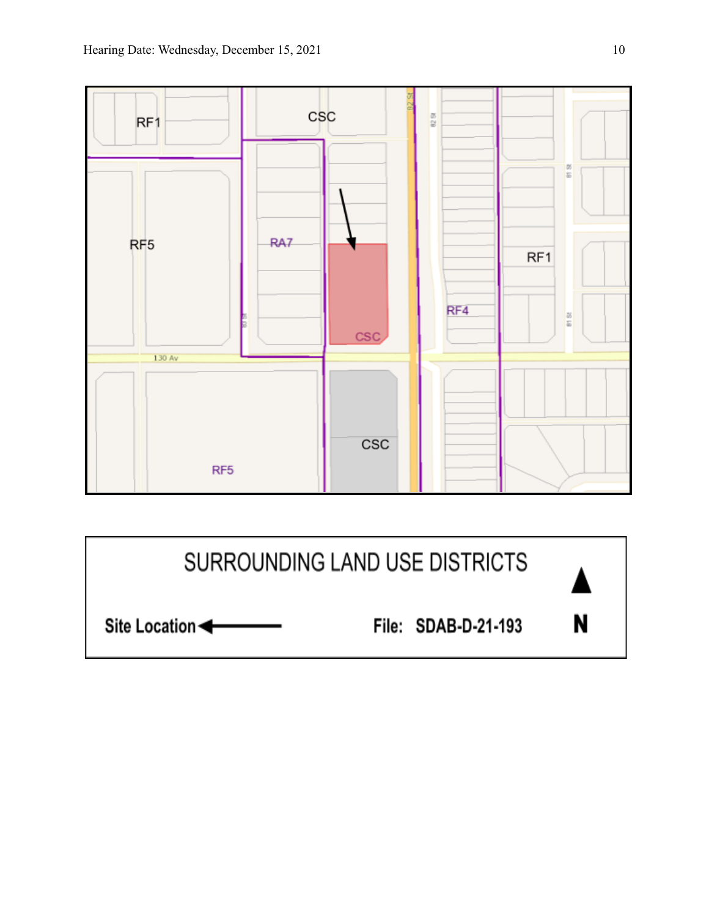RF1

CSC

RF5

RA7

RF1

RF4

CSC

130 Av

CSC

RF5

SURROUNDING LAND USE DISTRICTS

Site Location

File: SDAB-D-21-193

N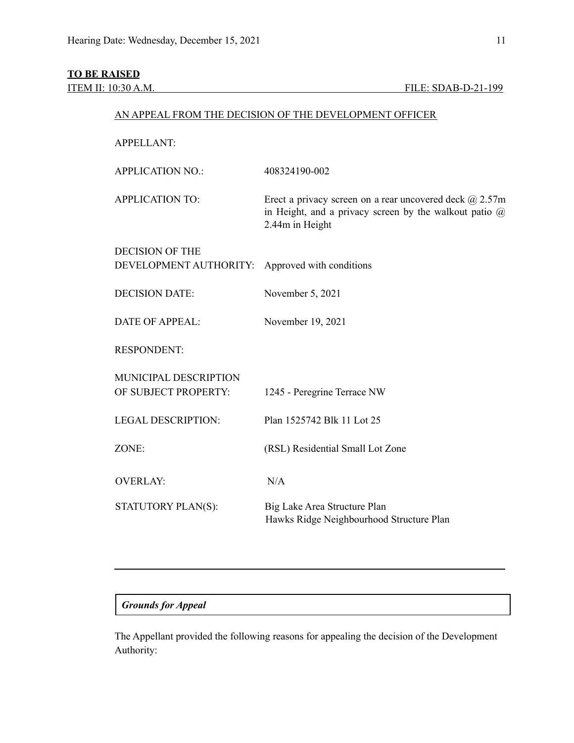**TO BE RAISED**

ITEM II: 10:30 A.M. FILE: SDAB-D-21-199

AN APPEAL FROM THE DECISION OF THE DEVELOPMENT OFFICER

| | |
|---|---|
| APPELLANT: | |
| APPLICATION NO.: | 408324190-002 |
| APPLICATION TO: | Erect a privacy screen on a rear uncovered deck @ 2.57m in Height, and a privacy screen by the walkout patio @ 2.44m in Height |
| DECISION OF THE DEVELOPMENT AUTHORITY: | Approved with conditions |
| DECISION DATE: | November 5, 2021 |
| DATE OF APPEAL: | November 19, 2021 |
| RESPONDENT: | |
| MUNICIPAL DESCRIPTION OF SUBJECT PROPERTY: | 1245 - Peregrine Terrace NW |
| LEGAL DESCRIPTION: | Plan 1525742 Blk 11 Lot 25 |
| ZONE: | (RSL) Residential Small Lot Zone |
| OVERLAY: | N/A |
| STATUTORY PLAN(S): | Big Lake Area Structure Plan<br>Hawks Ridge Neighbourhood Structure Plan |

---

***Grounds for Appeal***

The Appellant provided the following reasons for appealing the decision of the Development Authority: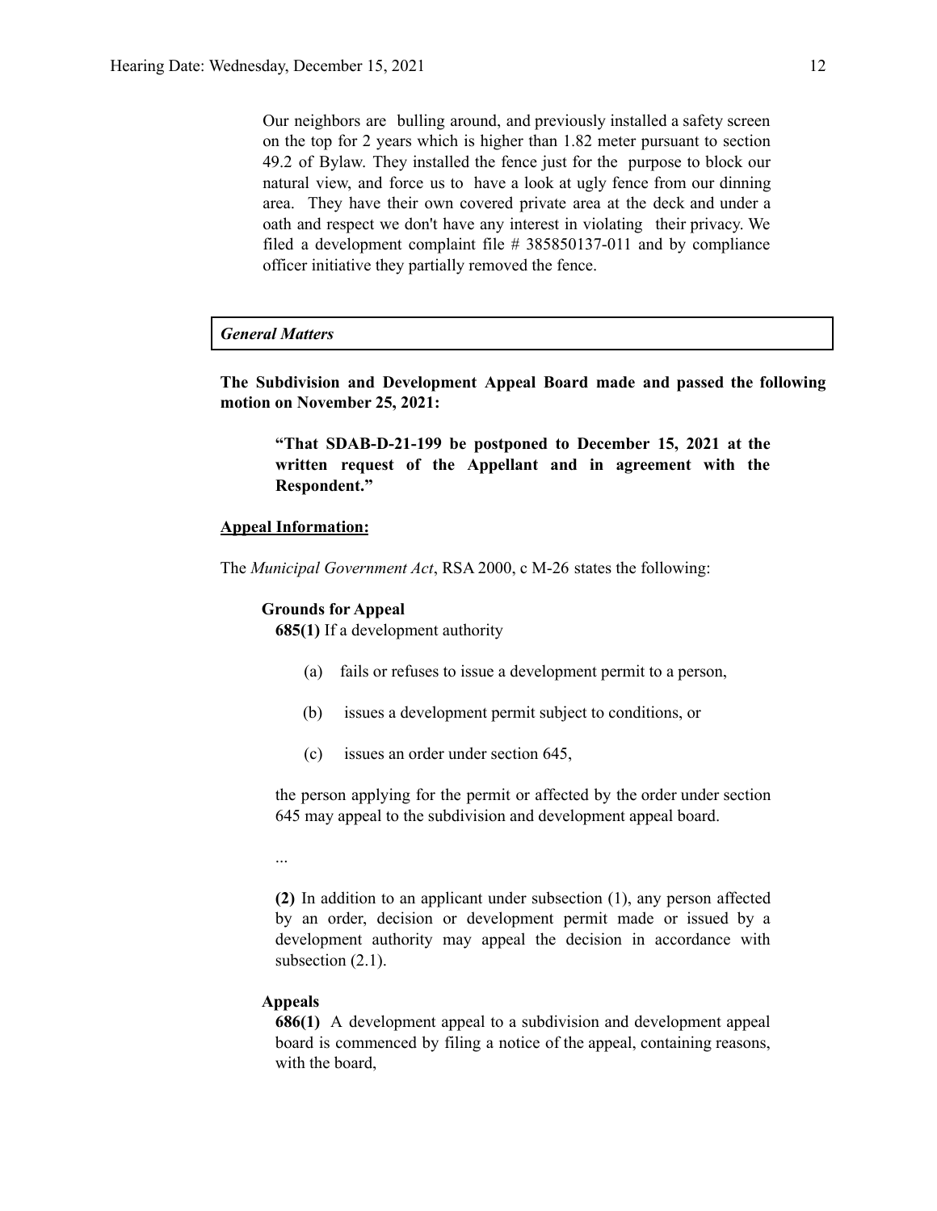Our neighbors are bulling around, and previously installed a safety screen on the top for 2 years which is higher than 1.82 meter pursuant to section 49.2 of Bylaw. They installed the fence just for the purpose to block our natural view, and force us to have a look at ugly fence from our dinning area. They have their own covered private area at the deck and under a oath and respect we don't have any interest in violating their privacy. We filed a development complaint file # 385850137-011 and by compliance officer initiative they partially removed the fence.

| *General Matters* |
|---|

**The Subdivision and Development Appeal Board made and passed the following motion on November 25, 2021:**

> **"That SDAB-D-21-199 be postponed to December 15, 2021 at the written request of the Appellant and in agreement with the Respondent."**

**Appeal Information:**

The *Municipal Government Act*, RSA 2000, c M-26 states the following:

**Grounds for Appeal**

**685(1)** If a development authority

(a) fails or refuses to issue a development permit to a person,

(b) issues a development permit subject to conditions, or

(c) issues an order under section 645,

the person applying for the permit or affected by the order under section 645 may appeal to the subdivision and development appeal board.

...

**(2)** In addition to an applicant under subsection (1), any person affected by an order, decision or development permit made or issued by a development authority may appeal the decision in accordance with subsection (2.1).

**Appeals**

**686(1)** A development appeal to a subdivision and development appeal board is commenced by filing a notice of the appeal, containing reasons, with the board,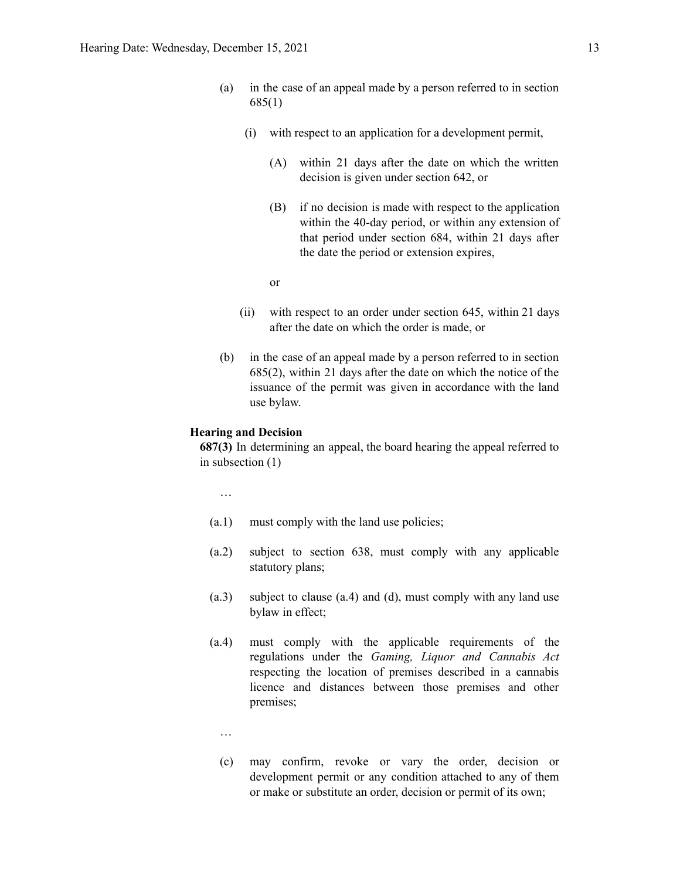(a) in the case of an appeal made by a person referred to in section 685(1)

   (i) with respect to an application for a development permit,

      (A) within 21 days after the date on which the written decision is given under section 642, or

      (B) if no decision is made with respect to the application within the 40-day period, or within any extension of that period under section 684, within 21 days after the date the period or extension expires,

      or

   (ii) with respect to an order under section 645, within 21 days after the date on which the order is made, or

(b) in the case of an appeal made by a person referred to in section 685(2), within 21 days after the date on which the notice of the issuance of the permit was given in accordance with the land use bylaw.

**Hearing and Decision**

**687(3)** In determining an appeal, the board hearing the appeal referred to in subsection (1)

…

(a.1) must comply with the land use policies;

(a.2) subject to section 638, must comply with any applicable statutory plans;

(a.3) subject to clause (a.4) and (d), must comply with any land use bylaw in effect;

(a.4) must comply with the applicable requirements of the regulations under the *Gaming, Liquor and Cannabis Act* respecting the location of premises described in a cannabis licence and distances between those premises and other premises;

…

(c) may confirm, revoke or vary the order, decision or development permit or any condition attached to any of them or make or substitute an order, decision or permit of its own;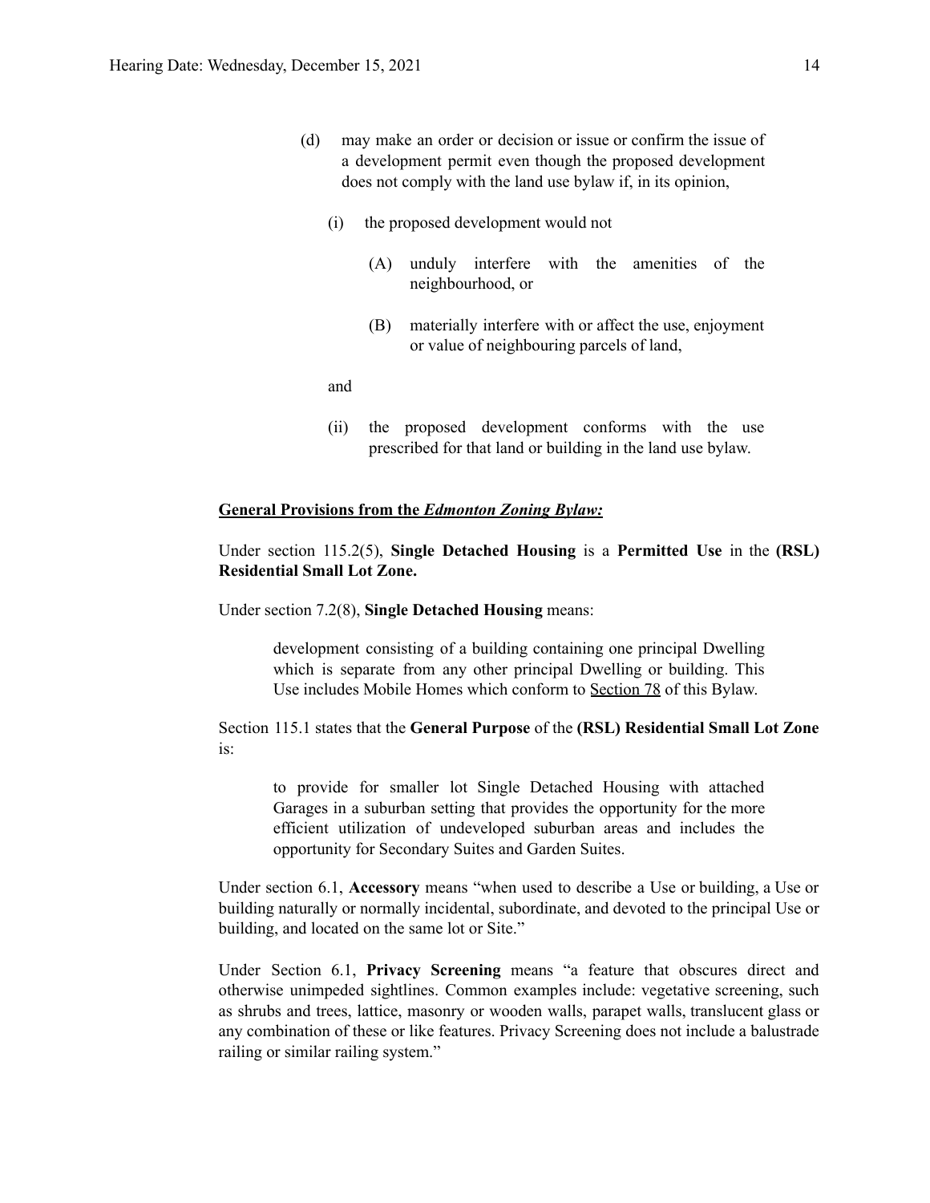(d) may make an order or decision or issue or confirm the issue of a development permit even though the proposed development does not comply with the land use bylaw if, in its opinion,

 (i) the proposed development would not

  (A) unduly interfere with the amenities of the neighbourhood, or

  (B) materially interfere with or affect the use, enjoyment or value of neighbouring parcels of land,

 and

 (ii) the proposed development conforms with the use prescribed for that land or building in the land use bylaw.

**General Provisions from the *Edmonton Zoning Bylaw:***

Under section 115.2(5), **Single Detached Housing** is a **Permitted Use** in the **(RSL) Residential Small Lot Zone.**

Under section 7.2(8), **Single Detached Housing** means:

> development consisting of a building containing one principal Dwelling which is separate from any other principal Dwelling or building. This Use includes Mobile Homes which conform to Section 78 of this Bylaw.

Section 115.1 states that the **General Purpose** of the **(RSL) Residential Small Lot Zone** is:

> to provide for smaller lot Single Detached Housing with attached Garages in a suburban setting that provides the opportunity for the more efficient utilization of undeveloped suburban areas and includes the opportunity for Secondary Suites and Garden Suites.

Under section 6.1, **Accessory** means "when used to describe a Use or building, a Use or building naturally or normally incidental, subordinate, and devoted to the principal Use or building, and located on the same lot or Site."

Under Section 6.1, **Privacy Screening** means "a feature that obscures direct and otherwise unimpeded sightlines. Common examples include: vegetative screening, such as shrubs and trees, lattice, masonry or wooden walls, parapet walls, translucent glass or any combination of these or like features. Privacy Screening does not include a balustrade railing or similar railing system."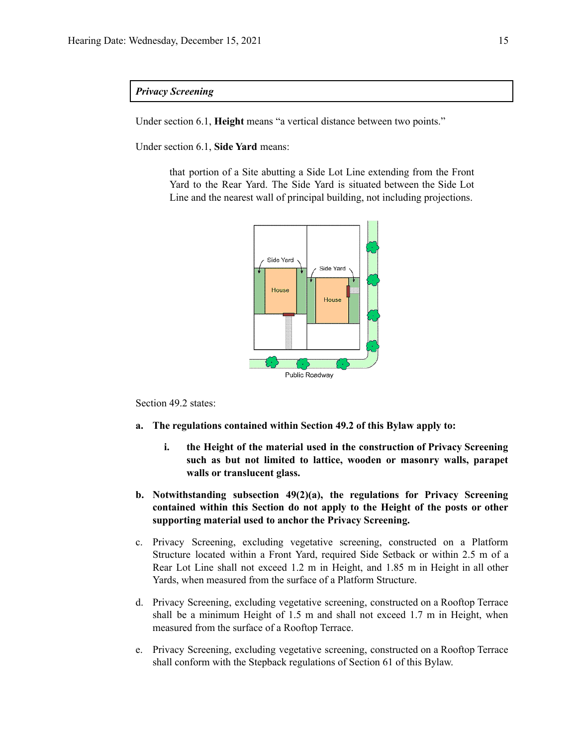**_Privacy Screening_**

Under section 6.1, **Height** means “a vertical distance between two points.”

Under section 6.1, **Side Yard** means:

> that portion of a Site abutting a Side Lot Line extending from the Front Yard to the Rear Yard. The Side Yard is situated between the Side Lot Line and the nearest wall of principal building, not including projections.

Section 49.2 states:

a. **The regulations contained within Section 49.2 of this Bylaw apply to:**

   i. **the Height of the material used in the construction of Privacy Screening such as but not limited to lattice, wooden or masonry walls, parapet walls or translucent glass.**

b. **Notwithstanding subsection 49(2)(a), the regulations for Privacy Screening contained within this Section do not apply to the Height of the posts or other supporting material used to anchor the Privacy Screening.**

c. Privacy Screening, excluding vegetative screening, constructed on a Platform Structure located within a Front Yard, required Side Setback or within 2.5 m of a Rear Lot Line shall not exceed 1.2 m in Height, and 1.85 m in Height in all other Yards, when measured from the surface of a Platform Structure.

d. Privacy Screening, excluding vegetative screening, constructed on a Rooftop Terrace shall be a minimum Height of 1.5 m and shall not exceed 1.7 m in Height, when measured from the surface of a Rooftop Terrace.

e. Privacy Screening, excluding vegetative screening, constructed on a Rooftop Terrace shall conform with the Stepback regulations of Section 61 of this Bylaw.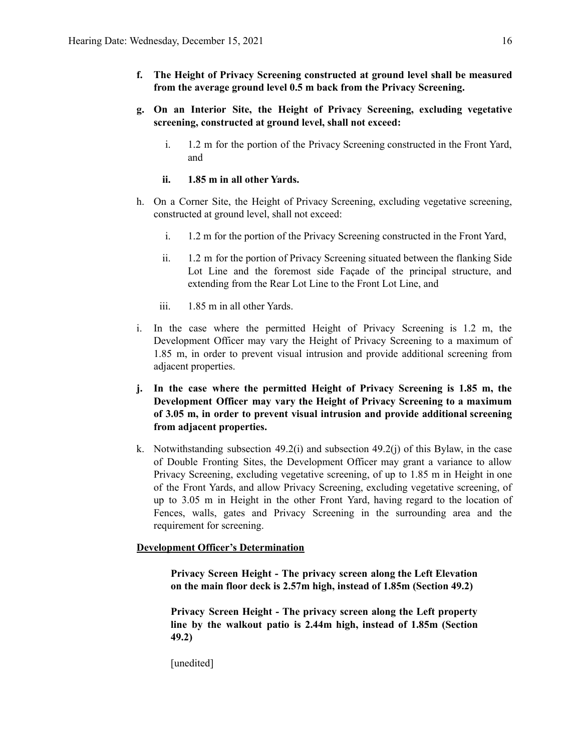- **f. The Height of Privacy Screening constructed at ground level shall be measured from the average ground level 0.5 m back from the Privacy Screening.**

- **g. On an Interior Site, the Height of Privacy Screening, excluding vegetative screening, constructed at ground level, shall not exceed:**

  - i. 1.2 m for the portion of the Privacy Screening constructed in the Front Yard, and

  - **ii. 1.85 m in all other Yards.**

- h. On a Corner Site, the Height of Privacy Screening, excluding vegetative screening, constructed at ground level, shall not exceed:

  - i. 1.2 m for the portion of the Privacy Screening constructed in the Front Yard,

  - ii. 1.2 m for the portion of Privacy Screening situated between the flanking Side Lot Line and the foremost side Façade of the principal structure, and extending from the Rear Lot Line to the Front Lot Line, and

  - iii. 1.85 m in all other Yards.

- i. In the case where the permitted Height of Privacy Screening is 1.2 m, the Development Officer may vary the Height of Privacy Screening to a maximum of 1.85 m, in order to prevent visual intrusion and provide additional screening from adjacent properties.

- **j. In the case where the permitted Height of Privacy Screening is 1.85 m, the Development Officer may vary the Height of Privacy Screening to a maximum of 3.05 m, in order to prevent visual intrusion and provide additional screening from adjacent properties.**

- k. Notwithstanding subsection 49.2(i) and subsection 49.2(j) of this Bylaw, in the case of Double Fronting Sites, the Development Officer may grant a variance to allow Privacy Screening, excluding vegetative screening, of up to 1.85 m in Height in one of the Front Yards, and allow Privacy Screening, excluding vegetative screening, of up to 3.05 m in Height in the other Front Yard, having regard to the location of Fences, walls, gates and Privacy Screening in the surrounding area and the requirement for screening.

<u>**Development Officer's Determination**</u>

> **Privacy Screen Height - The privacy screen along the Left Elevation on the main floor deck is 2.57m high, instead of 1.85m (Section 49.2)**
>
> **Privacy Screen Height - The privacy screen along the Left property line by the walkout patio is 2.44m high, instead of 1.85m (Section 49.2)**
>
> [unedited]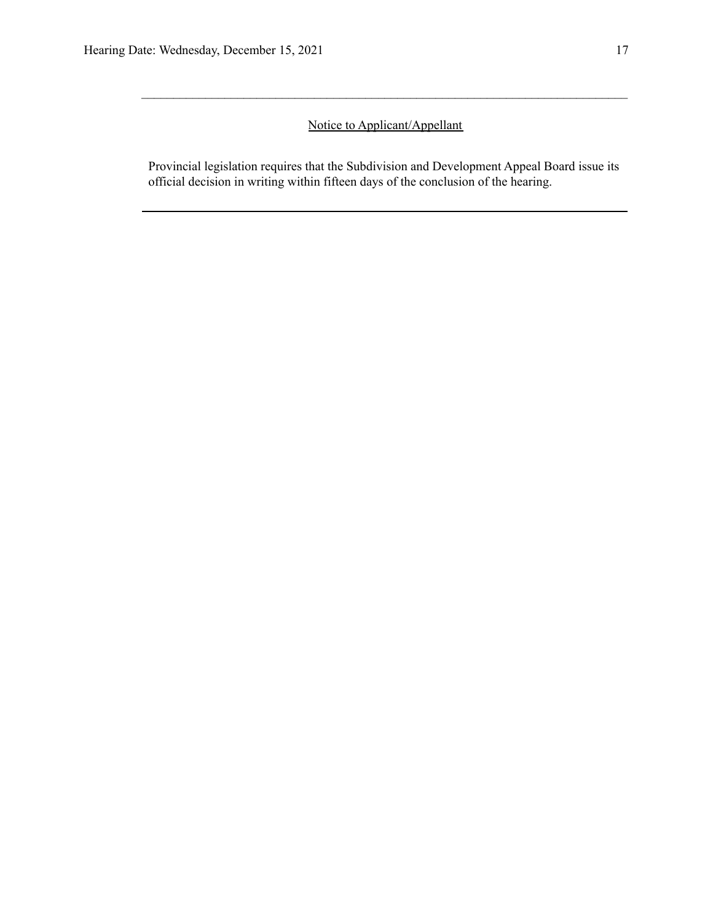## Notice to Applicant/Appellant

Provincial legislation requires that the Subdivision and Development Appeal Board issue its official decision in writing within fifteen days of the conclusion of the hearing.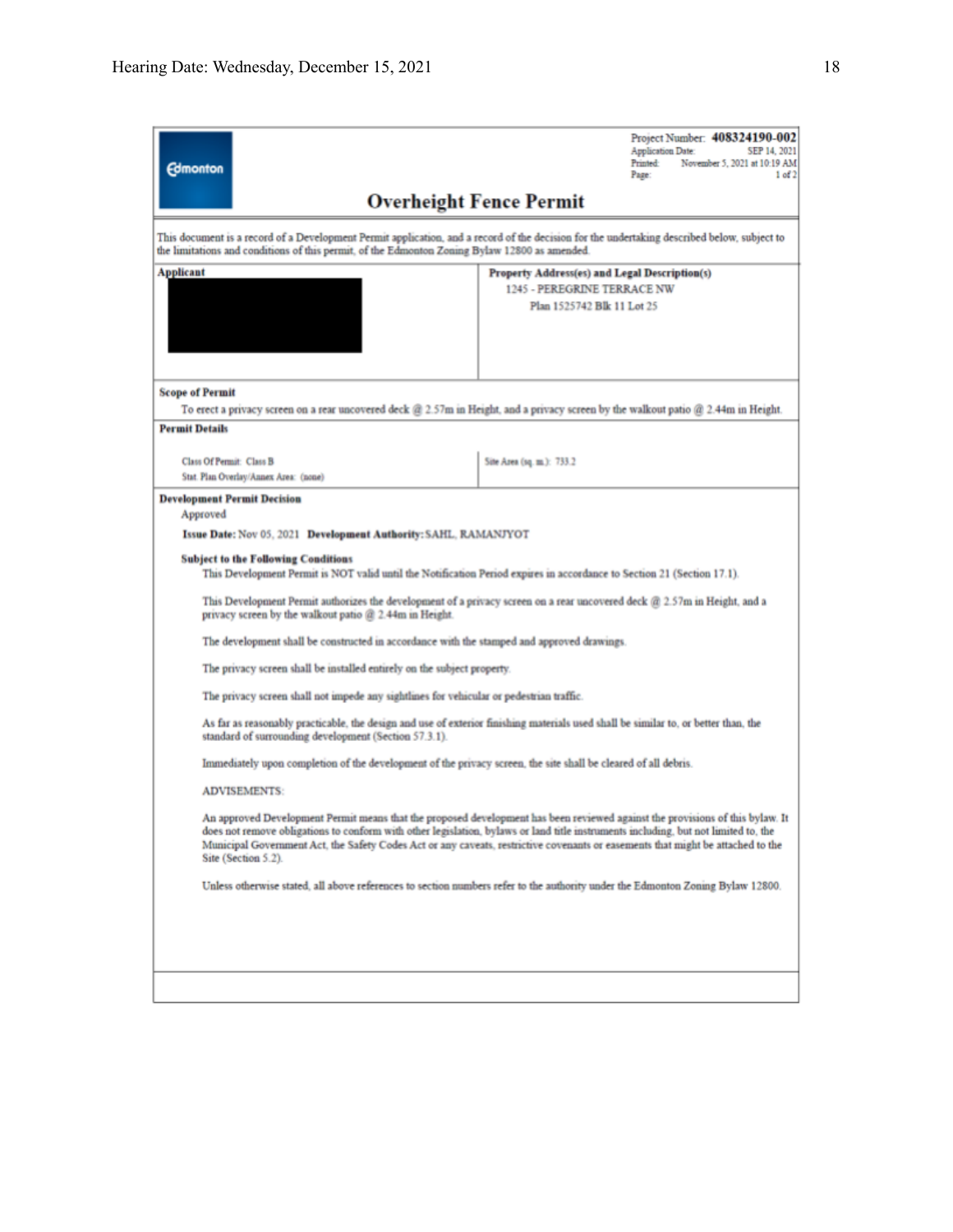Project Number: **408324190-002**
Application Date: SEP 14, 2021
Printed: November 5, 2021 at 10:19 AM
Page: 1 of 2

Edmonton

# Overheight Fence Permit

This document is a record of a Development Permit application, and a record of the decision for the undertaking described below, subject to the limitations and conditions of this permit, of the Edmonton Zoning Bylaw 12800 as amended.

| **Applicant** | **Property Address(es) and Legal Description(s)** |
| --- | --- |
| | 1245 - PEREGRINE TERRACE NW<br>Plan 1525742 Blk 11 Lot 25 |

**Scope of Permit**

To erect a privacy screen on a rear uncovered deck @ 2.57m in Height, and a privacy screen by the walkout patio @ 2.44m in Height.

**Permit Details**

| | |
| --- | --- |
| Class Of Permit: Class B<br>Stat. Plan Overlay/Annex Area: (none) | Site Area (sq. m.): 733.2 |

**Development Permit Decision**

Approved

**Issue Date:** Nov 05, 2021 **Development Authority:** SAHL, RAMANJYOT

**Subject to the Following Conditions**

This Development Permit is NOT valid until the Notification Period expires in accordance to Section 21 (Section 17.1).

This Development Permit authorizes the development of a privacy screen on a rear uncovered deck @ 2.57m in Height, and a privacy screen by the walkout patio @ 2.44m in Height.

The development shall be constructed in accordance with the stamped and approved drawings.

The privacy screen shall be installed entirely on the subject property.

The privacy screen shall not impede any sightlines for vehicular or pedestrian traffic.

As far as reasonably practicable, the design and use of exterior finishing materials used shall be similar to, or better than, the standard of surrounding development (Section 57.3.1).

Immediately upon completion of the development of the privacy screen, the site shall be cleared of all debris.

ADVISEMENTS:

An approved Development Permit means that the proposed development has been reviewed against the provisions of this bylaw. It does not remove obligations to conform with other legislation, bylaws or land title instruments including, but not limited to, the Municipal Government Act, the Safety Codes Act or any caveats, restrictive covenants or easements that might be attached to the Site (Section 5.2).

Unless otherwise stated, all above references to section numbers refer to the authority under the Edmonton Zoning Bylaw 12800.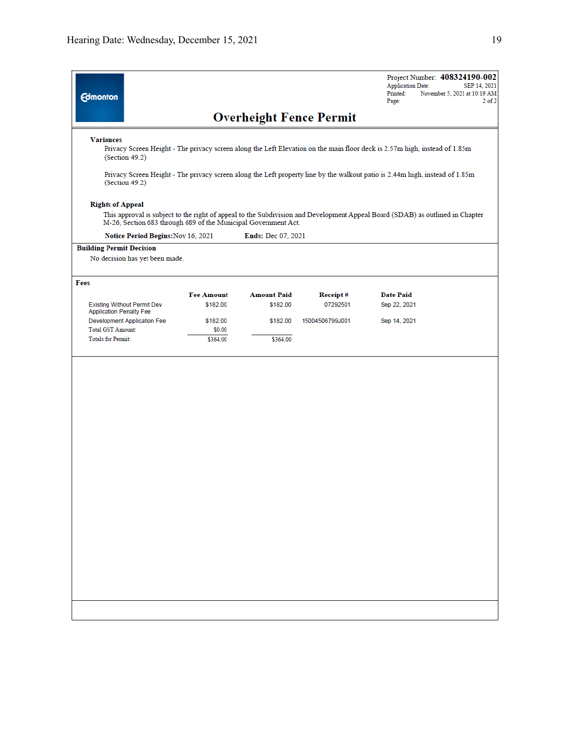Project Number: **408324190-002**
Application Date: SEP 14, 2021
Printed: November 5, 2021 at 10:19 AM

# Overheight Fence Permit

**Variances**

Privacy Screen Height - The privacy screen along the Left Elevation on the main floor deck is 2.57m high, instead of 1.85m (Section 49.2)

Privacy Screen Height - The privacy screen along the Left property line by the walkout patio is 2.44m high, instead of 1.85m (Section 49.2)

**Rights of Appeal**

This approval is subject to the right of appeal to the Subdivision and Development Appeal Board (SDAB) as outlined in Chapter M-26, Section 683 through 689 of the Municipal Government Act.

**Notice Period Begins:** Nov 16, 2021 **Ends:** Dec 07, 2021

**Building Permit Decision**

No decision has yet been made.

**Fees**

| | Fee Amount | Amount Paid | Receipt # | Date Paid |
|---|---|---|---|---|
| Existing Without Permit Dev Application Penalty Fee | $182.00 | $182.00 | 07292501 | Sep 22, 2021 |
| Development Application Fee | $182.00 | $182.00 | 15004506799J001 | Sep 14, 2021 |
| Total GST Amount: | $0.00 | | | |
| Totals for Permit: | $364.00 | $364.00 | | |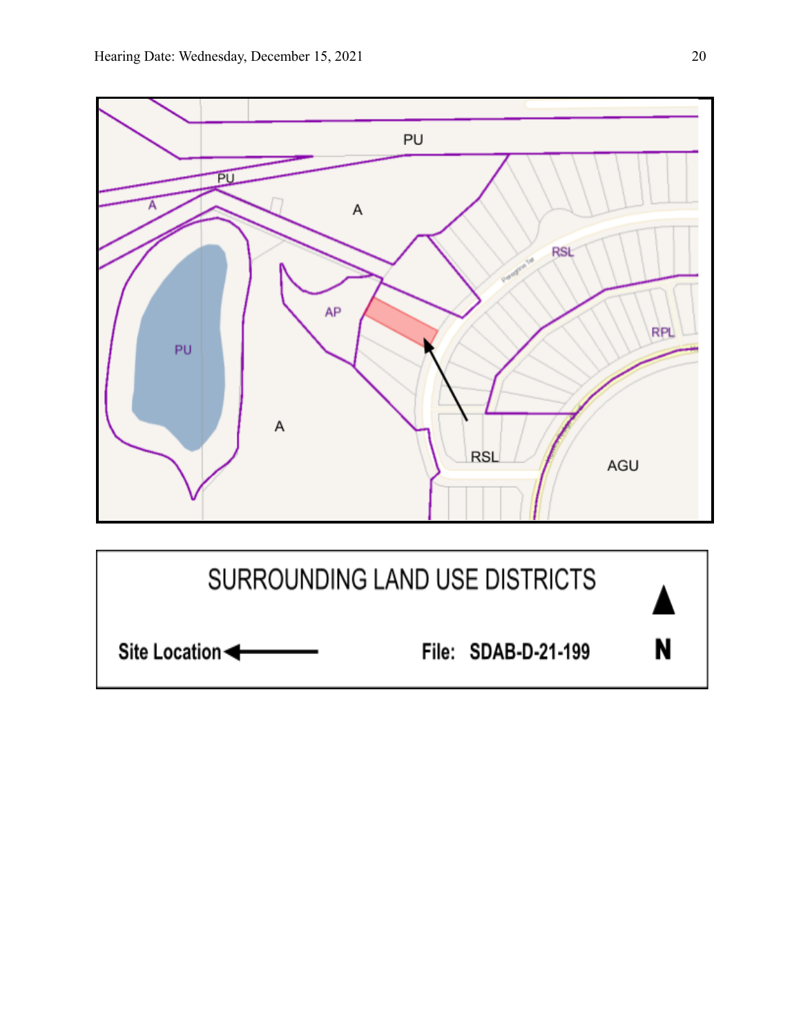PU

PU

A

A

AP

PU

A

RSL

RPL

RSL

AGU

SURROUNDING LAND USE DISTRICTS

Site Location

File: SDAB-D-21-199

N